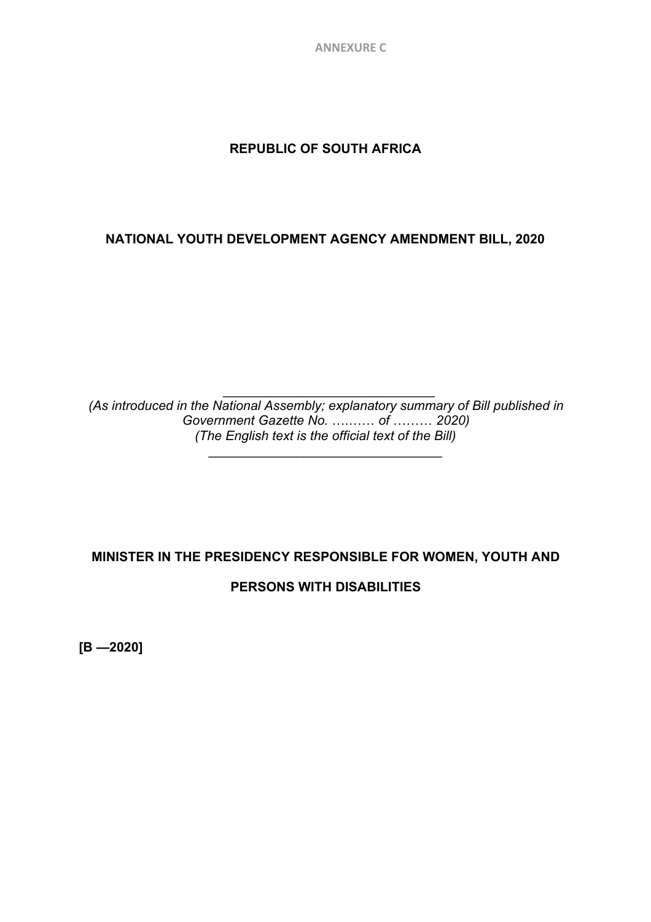ANNEXURE C

**REPUBLIC OF SOUTH AFRICA**

# NATIONAL YOUTH DEVELOPMENT AGENCY AMENDMENT BILL, 2020

---

*(As introduced in the National Assembly; explanatory summary of Bill published in Government Gazette No. …..…. of ……… 2020)*
*(The English text is the official text of the Bill)*

---

**MINISTER IN THE PRESIDENCY RESPONSIBLE FOR WOMEN, YOUTH AND PERSONS WITH DISABILITIES**

**[B —2020]**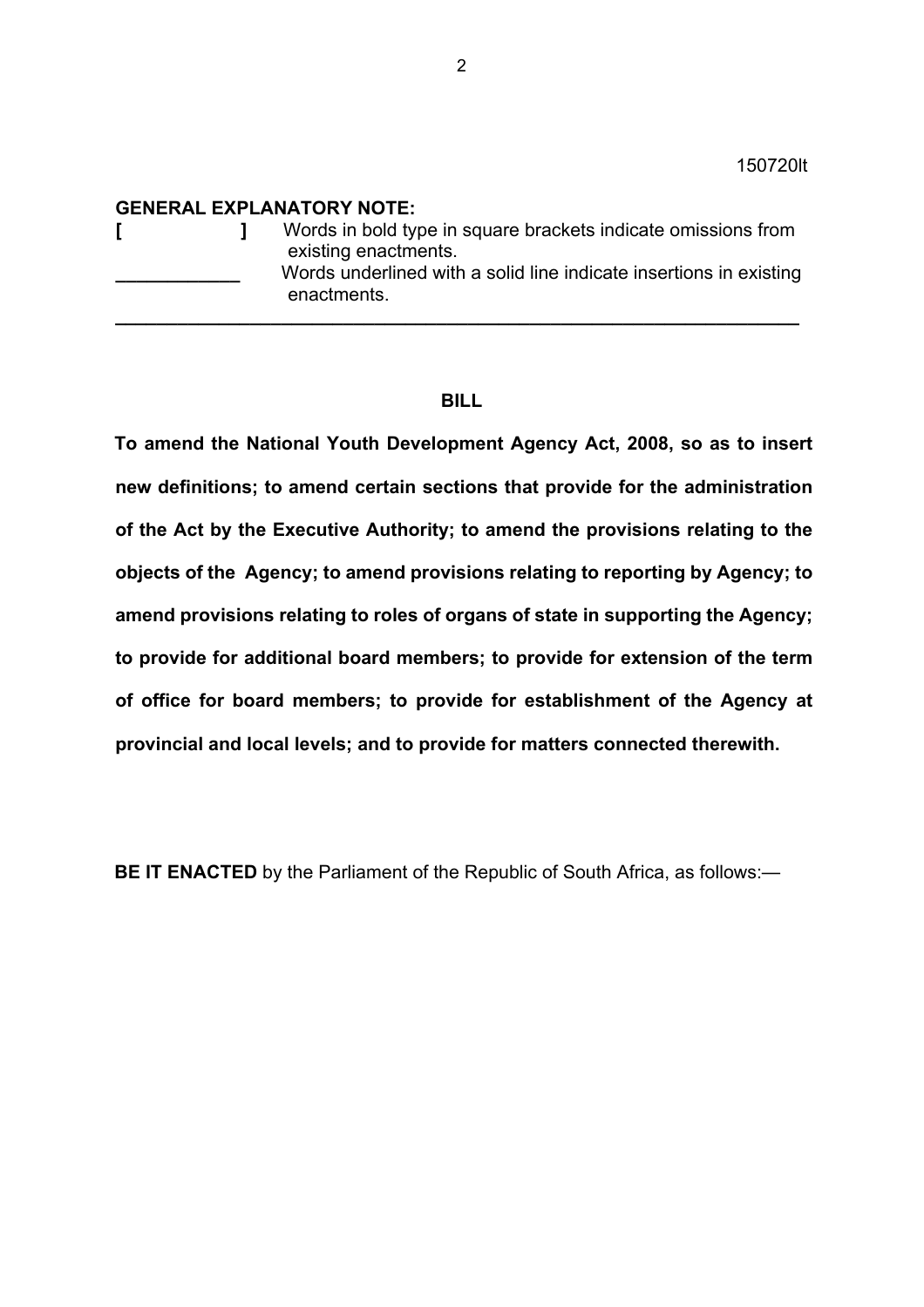150720lt

**GENERAL EXPLANATORY NOTE:**

**[ ]** Words in bold type in square brackets indicate omissions from existing enactments.

\_\_\_\_\_\_\_\_\_\_\_\_ Words underlined with a solid line indicate insertions in existing enactments.

---

**BILL**

**To amend the National Youth Development Agency Act, 2008, so as to insert new definitions; to amend certain sections that provide for the administration of the Act by the Executive Authority; to amend the provisions relating to the objects of the Agency; to amend provisions relating to reporting by Agency; to amend provisions relating to roles of organs of state in supporting the Agency; to provide for additional board members; to provide for extension of the term of office for board members; to provide for establishment of the Agency at provincial and local levels; and to provide for matters connected therewith.**

**BE IT ENACTED** by the Parliament of the Republic of South Africa, as follows:—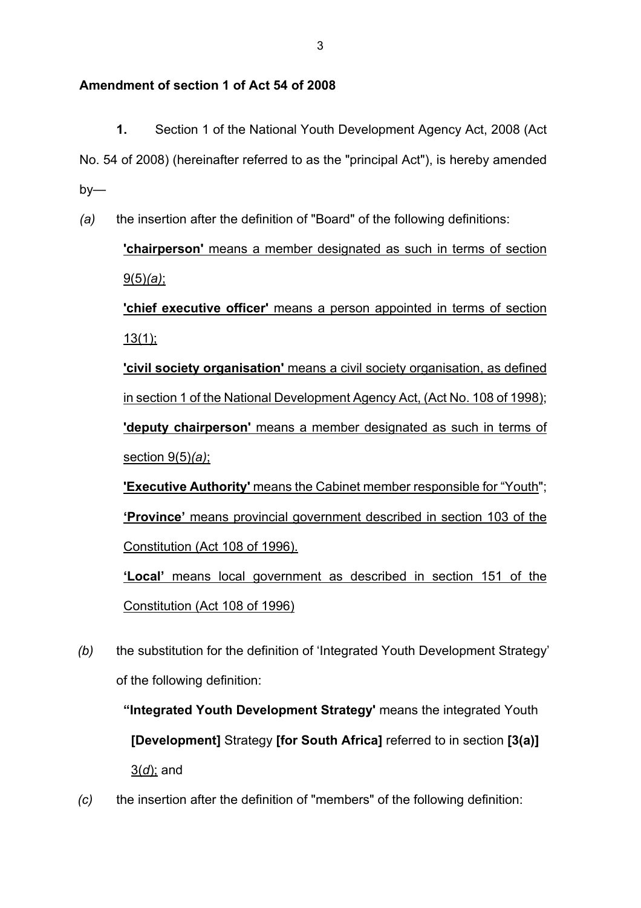**Amendment of section 1 of Act 54 of 2008**

**1.** Section 1 of the National Youth Development Agency Act, 2008 (Act No. 54 of 2008) (hereinafter referred to as the "principal Act"), is hereby amended by—

*(a)* the insertion after the definition of "Board" of the following definitions:

<u>**'chairperson'** means a member designated as such in terms of section 9(5)*(a)*;</u>

<u>**'chief executive officer'** means a person appointed in terms of section 13(1);</u>

<u>**'civil society organisation'** means a civil society organisation, as defined in section 1 of the National Development Agency Act, (Act No. 108 of 1998);</u>

<u>**'deputy chairperson'** means a member designated as such in terms of section 9(5)*(a)*;</u>

<u>**'Executive Authority'** means the Cabinet member responsible for "Youth</u>";

<u>**'Province'** means provincial government described in section 103 of the Constitution (Act 108 of 1996).</u>

<u>**'Local'** means local government as described in section 151 of the Constitution (Act 108 of 1996)</u>

*(b)* the substitution for the definition of 'Integrated Youth Development Strategy' of the following definition:

**"Integrated Youth Development Strategy'** means the integrated Youth **[Development]** Strategy **[for South Africa]** referred to in section **[3(a)]** <u>3(*d*);</u> and

*(c)* the insertion after the definition of "members" of the following definition: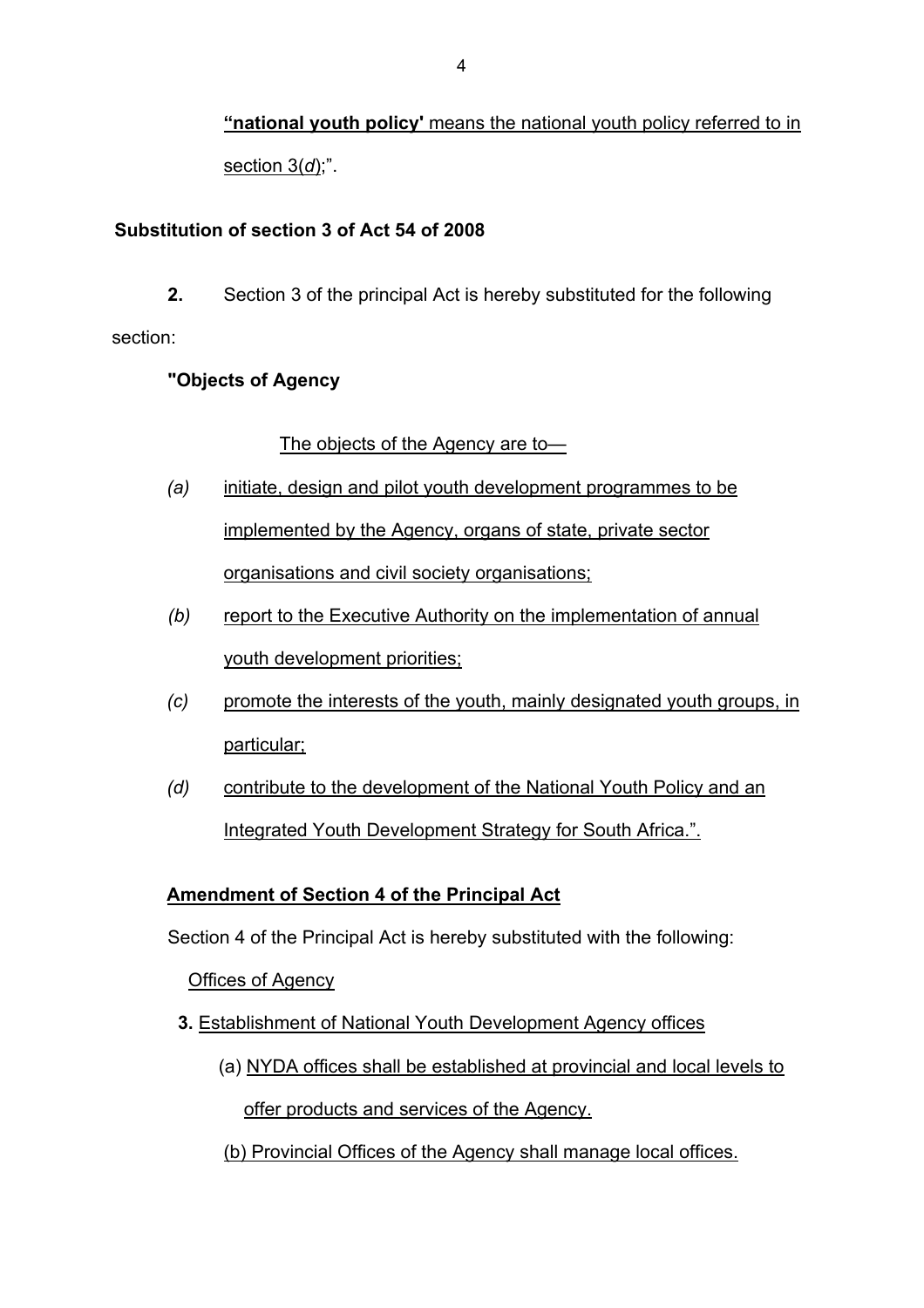**"national youth policy'** means the national youth policy referred to in section 3(*d*);".

**Substitution of section 3 of Act 54 of 2008**

**2.** Section 3 of the principal Act is hereby substituted for the following section:

**"Objects of Agency**

The objects of the Agency are to—

*(a)* initiate, design and pilot youth development programmes to be implemented by the Agency, organs of state, private sector organisations and civil society organisations;

*(b)* report to the Executive Authority on the implementation of annual youth development priorities;

*(c)* promote the interests of the youth, mainly designated youth groups, in particular;

*(d)* contribute to the development of the National Youth Policy and an Integrated Youth Development Strategy for South Africa.".

**Amendment of Section 4 of the Principal Act**

Section 4 of the Principal Act is hereby substituted with the following:

Offices of Agency

**3.** Establishment of National Youth Development Agency offices

(a) NYDA offices shall be established at provincial and local levels to offer products and services of the Agency.

(b) Provincial Offices of the Agency shall manage local offices.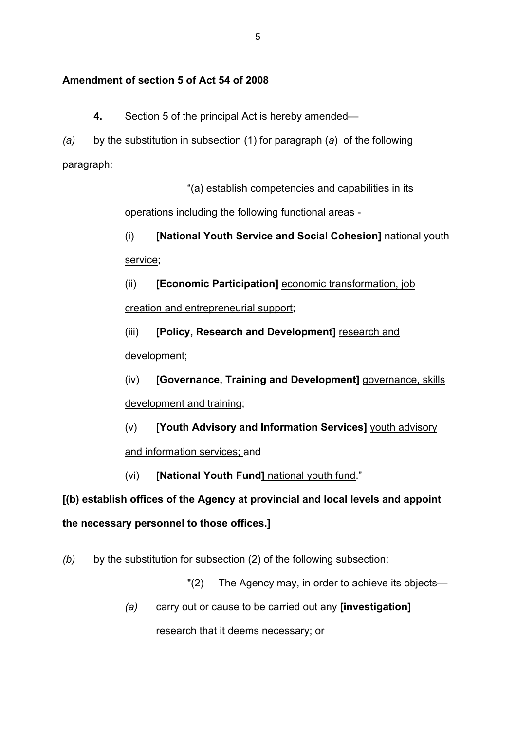**Amendment of section 5 of Act 54 of 2008**

**4.** Section 5 of the principal Act is hereby amended—

*(a)* by the substitution in subsection (1) for paragraph (*a*) of the following paragraph:

"(a) establish competencies and capabilities in its operations including the following functional areas -

(i) **[National Youth Service and Social Cohesion]** <u>national youth service</u>;

(ii) **[Economic Participation]** <u>economic transformation, job creation and entrepreneurial support</u>;

(iii) **[Policy, Research and Development]** <u>research and development;</u>

(iv) **[Governance, Training and Development]** <u>governance, skills development and training</u>;

(v) **[Youth Advisory and Information Services]** <u>youth advisory and information services;</u> and

(vi) **[National Youth Fund]** <u>national youth fund</u>."

**[(b) establish offices of the Agency at provincial and local levels and appoint the necessary personnel to those offices.]**

*(b)* by the substitution for subsection (2) of the following subsection:

"(2) The Agency may, in order to achieve its objects—

*(a)* carry out or cause to be carried out any **[investigation]** <u>research</u> that it deems necessary; <u>or</u>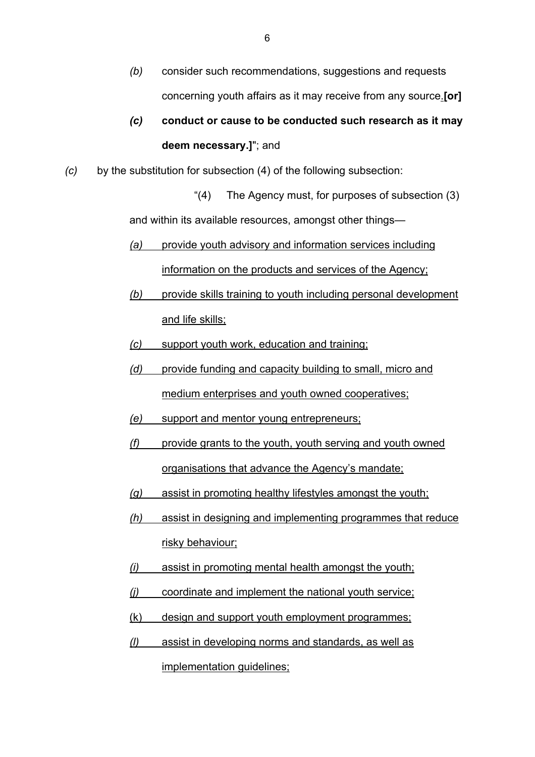*(b)* consider such recommendations, suggestions and requests concerning youth affairs as it may receive from any source<u>.</u>**[or]**

***(c)*** **conduct or cause to be conducted such research as it may deem necessary.]**"; and

*(c)* by the substitution for subsection (4) of the following subsection:

"(4) The Agency must, for purposes of subsection (3) and within its available resources, amongst other things—

<u>*(a)* provide youth advisory and information services including information on the products and services of the Agency;</u>

<u>*(b)* provide skills training to youth including personal development and life skills;</u>

<u>*(c)* support youth work, education and training;</u>

<u>*(d)* provide funding and capacity building to small, micro and medium enterprises and youth owned cooperatives;</u>

<u>*(e)* support and mentor young entrepreneurs;</u>

<u>*(f)* provide grants to the youth, youth serving and youth owned organisations that advance the Agency's mandate;</u>

<u>*(g)* assist in promoting healthy lifestyles amongst the youth;</u>

<u>*(h)* assist in designing and implementing programmes that reduce risky behaviour;</u>

<u>*(i)* assist in promoting mental health amongst the youth;</u>

<u>*(j)* coordinate and implement the national youth service;</u>

<u>(k) design and support youth employment programmes;</u>

<u>*(l)* assist in developing norms and standards, as well as implementation guidelines;</u>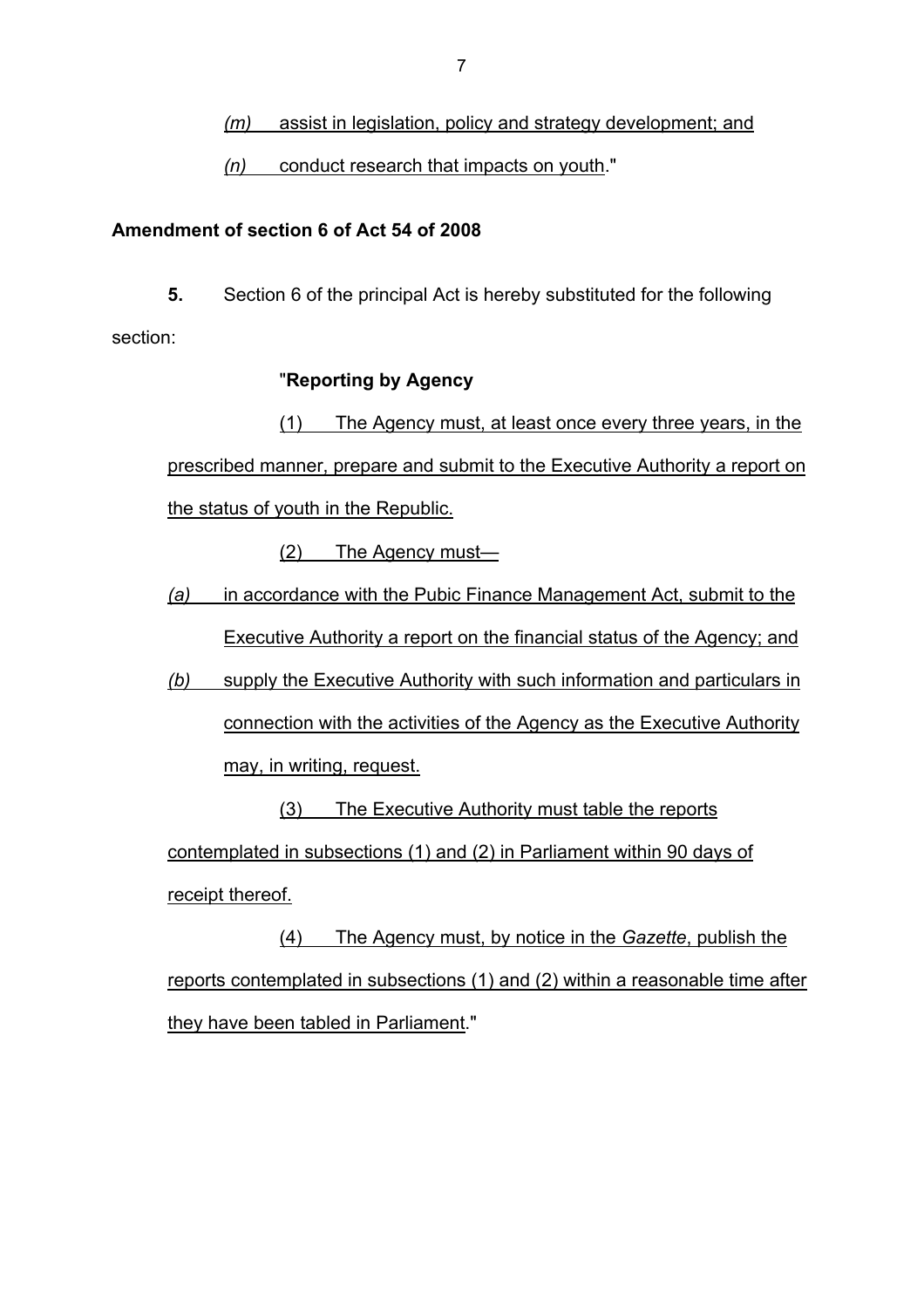*(m)* assist in legislation, policy and strategy development; and

*(n)* conduct research that impacts on youth."

**Amendment of section 6 of Act 54 of 2008**

**5.** Section 6 of the principal Act is hereby substituted for the following section:

"**Reporting by Agency**

(1) The Agency must, at least once every three years, in the prescribed manner, prepare and submit to the Executive Authority a report on the status of youth in the Republic.

(2) The Agency must—

*(a)* in accordance with the Pubic Finance Management Act, submit to the Executive Authority a report on the financial status of the Agency; and

*(b)* supply the Executive Authority with such information and particulars in connection with the activities of the Agency as the Executive Authority may, in writing, request.

(3) The Executive Authority must table the reports contemplated in subsections (1) and (2) in Parliament within 90 days of receipt thereof.

(4) The Agency must, by notice in the *Gazette*, publish the reports contemplated in subsections (1) and (2) within a reasonable time after they have been tabled in Parliament."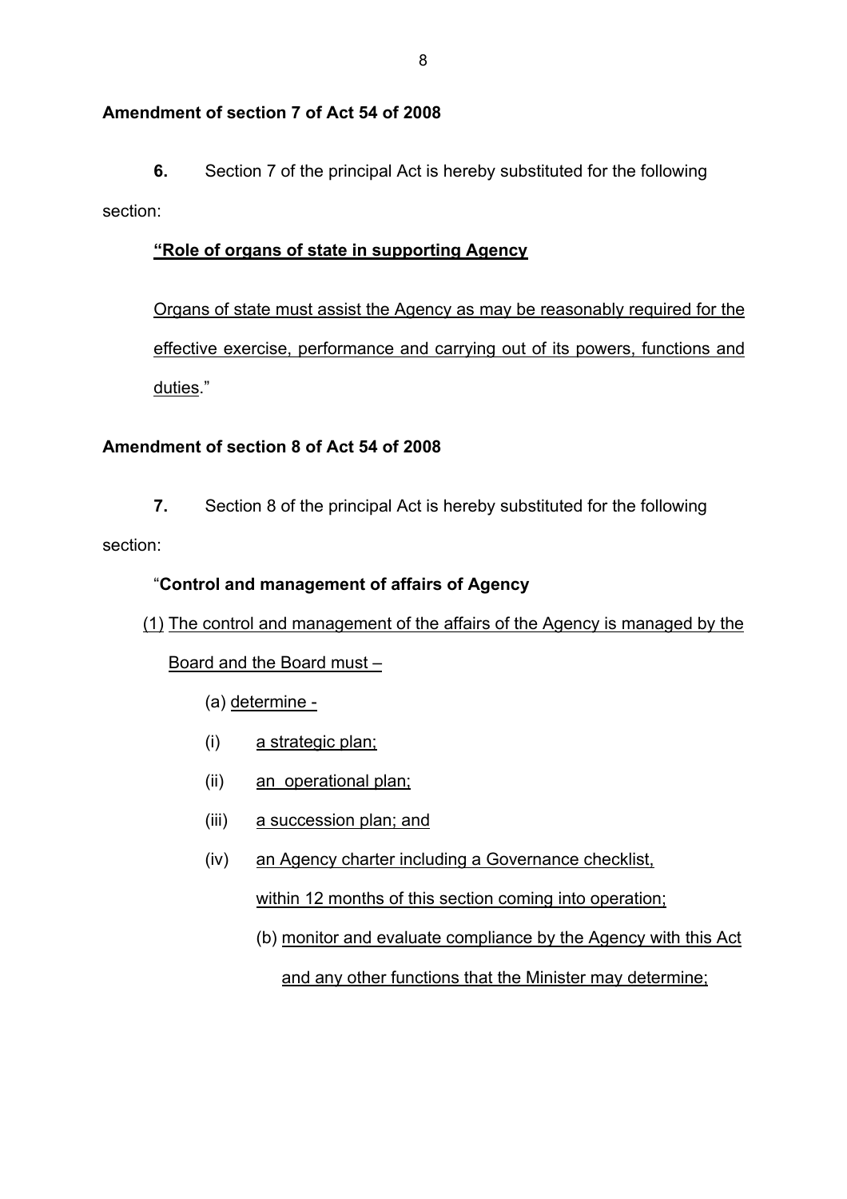**Amendment of section 7 of Act 54 of 2008**

**6.** Section 7 of the principal Act is hereby substituted for the following section:

**"Role of organs of state in supporting Agency**

Organs of state must assist the Agency as may be reasonably required for the effective exercise, performance and carrying out of its powers, functions and duties."

**Amendment of section 8 of Act 54 of 2008**

**7.** Section 8 of the principal Act is hereby substituted for the following section:

"**Control and management of affairs of Agency**

(1) The control and management of the affairs of the Agency is managed by the Board and the Board must –

(a) determine -

(i) a strategic plan;

(ii) an operational plan;

(iii) a succession plan; and

(iv) an Agency charter including a Governance checklist,

within 12 months of this section coming into operation;

(b) monitor and evaluate compliance by the Agency with this Act and any other functions that the Minister may determine;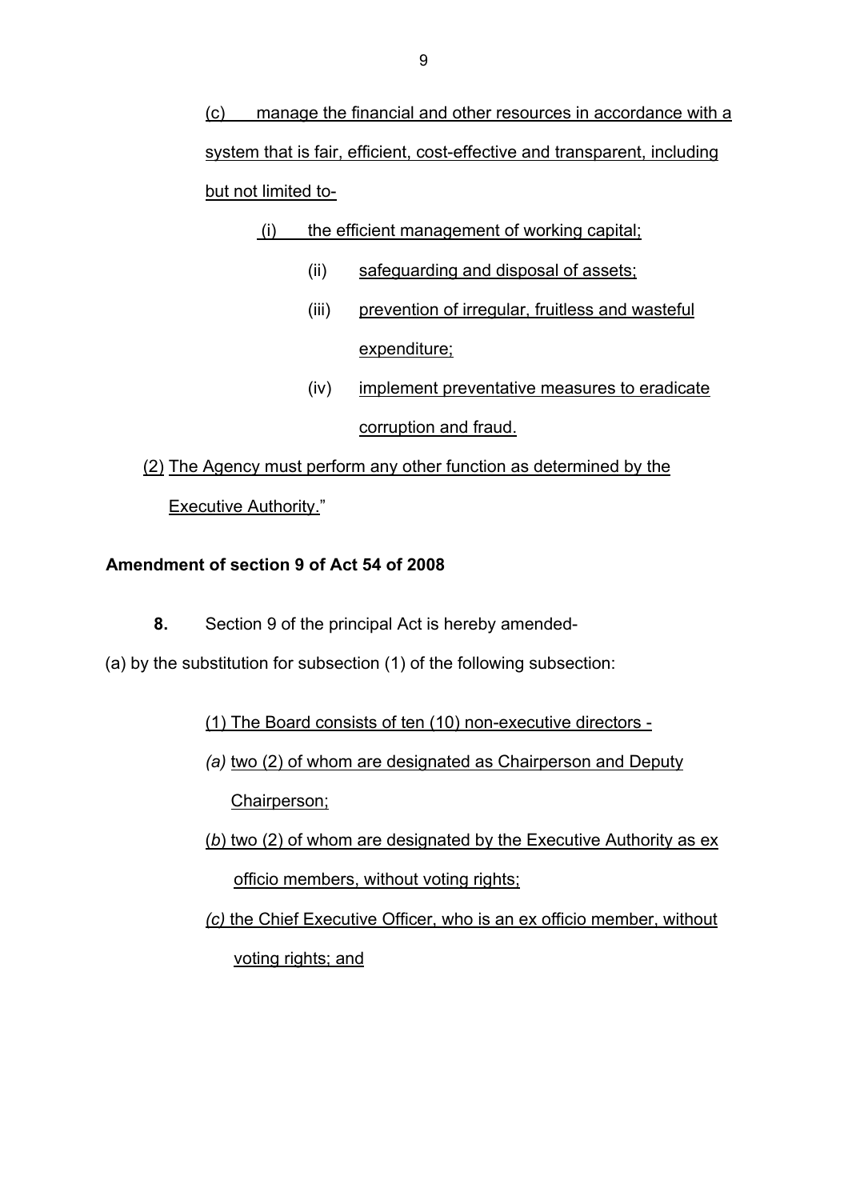(c) manage the financial and other resources in accordance with a system that is fair, efficient, cost-effective and transparent, including but not limited to-

(i) the efficient management of working capital;

(ii) safeguarding and disposal of assets;

(iii) prevention of irregular, fruitless and wasteful expenditure;

(iv) implement preventative measures to eradicate corruption and fraud.

(2) The Agency must perform any other function as determined by the Executive Authority."

**Amendment of section 9 of Act 54 of 2008**

**8.** Section 9 of the principal Act is hereby amended-

(a) by the substitution for subsection (1) of the following subsection:

(1) The Board consists of ten (10) non-executive directors -

*(a)* two (2) of whom are designated as Chairperson and Deputy Chairperson;

(*b*) two (2) of whom are designated by the Executive Authority as ex officio members, without voting rights;

*(c)* the Chief Executive Officer, who is an ex officio member, without voting rights; and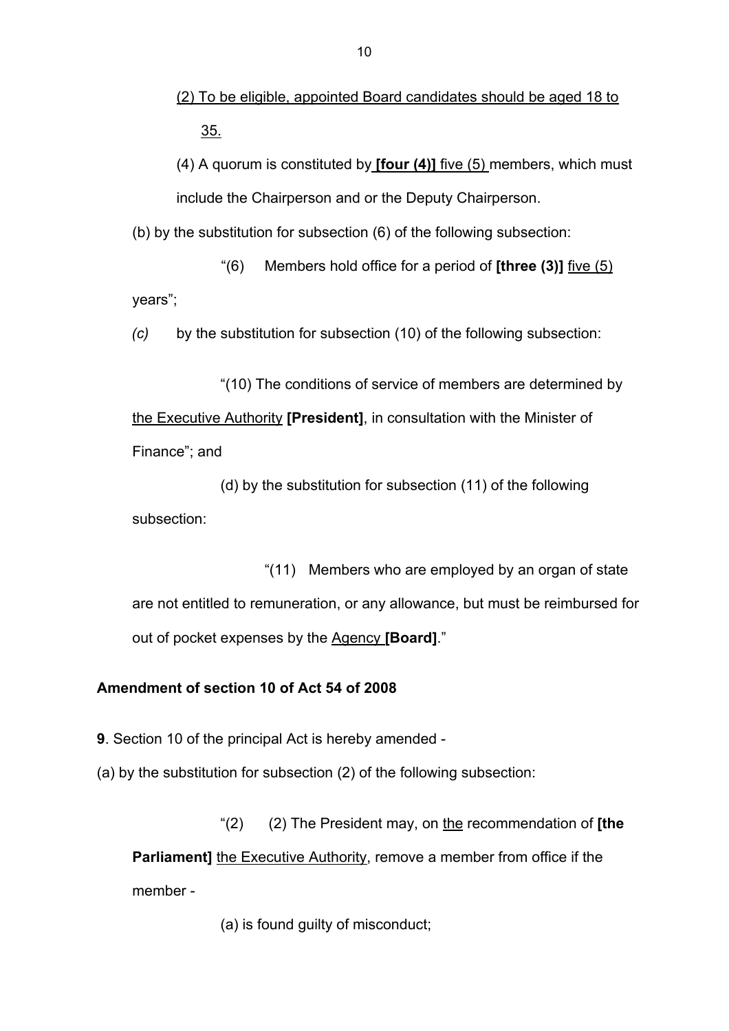(2) To be eligible, appointed Board candidates should be aged 18 to 35.

(4) A quorum is constituted by **[four (4)]** five (5) members, which must include the Chairperson and or the Deputy Chairperson.

(b) by the substitution for subsection (6) of the following subsection:

"(6) Members hold office for a period of **[three (3)]** five (5) years";

*(c)* by the substitution for subsection (10) of the following subsection:

"(10) The conditions of service of members are determined by the Executive Authority **[President]**, in consultation with the Minister of Finance"; and

(d) by the substitution for subsection (11) of the following subsection:

"(11) Members who are employed by an organ of state are not entitled to remuneration, or any allowance, but must be reimbursed for out of pocket expenses by the Agency **[Board]**."

**Amendment of section 10 of Act 54 of 2008**

**9**. Section 10 of the principal Act is hereby amended -

(a) by the substitution for subsection (2) of the following subsection:

"(2) (2) The President may, on the recommendation of **[the Parliament]** the Executive Authority, remove a member from office if the member -

(a) is found guilty of misconduct;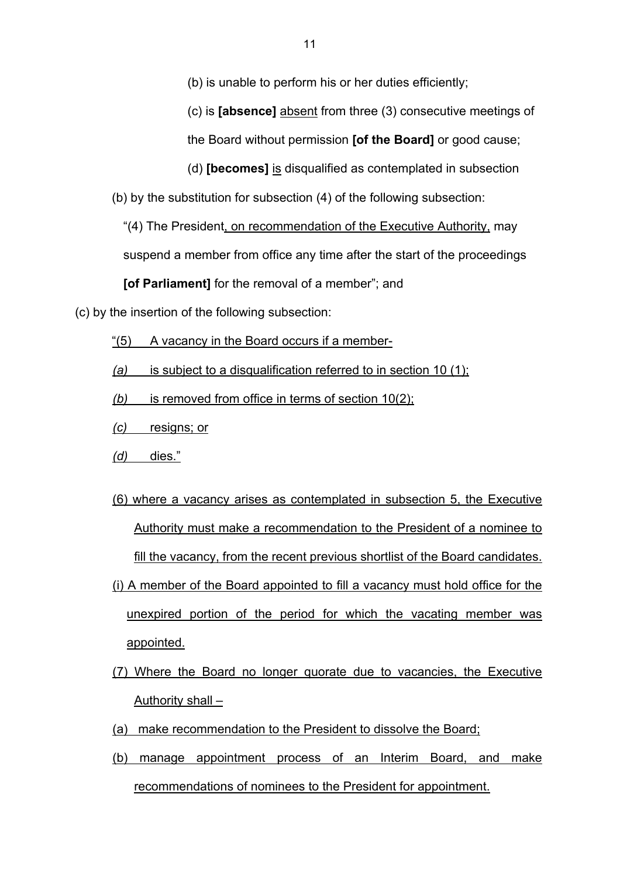(b) is unable to perform his or her duties efficiently;

(c) is **[absence]** <u>absent</u> from three (3) consecutive meetings of the Board without permission **[of the Board]** or good cause;

(d) **[becomes]** <u>is</u> disqualified as contemplated in subsection

(b) by the substitution for subsection (4) of the following subsection:

"(4) The President<u>, on recommendation of the Executive Authority,</u> may suspend a member from office any time after the start of the proceedings **[of Parliament]** for the removal of a member"; and

(c) by the insertion of the following subsection:

<u>"(5) A vacancy in the Board occurs if a member-</u>

<u>*(a)* is subject to a disqualification referred to in section 10 (1);</u>

<u>*(b)* is removed from office in terms of section 10(2);</u>

<u>*(c)* resigns; or</u>

<u>*(d)* dies."</u>

<u>(6) where a vacancy arises as contemplated in subsection 5, the Executive Authority must make a recommendation to the President of a nominee to fill the vacancy, from the recent previous shortlist of the Board candidates.</u>

<u>(i) A member of the Board appointed to fill a vacancy must hold office for the unexpired portion of the period for which the vacating member was appointed.</u>

<u>(7) Where the Board no longer quorate due to vacancies, the Executive Authority shall –</u>

<u>(a) make recommendation to the President to dissolve the Board;</u>

<u>(b) manage appointment process of an Interim Board, and make recommendations of nominees to the President for appointment.</u>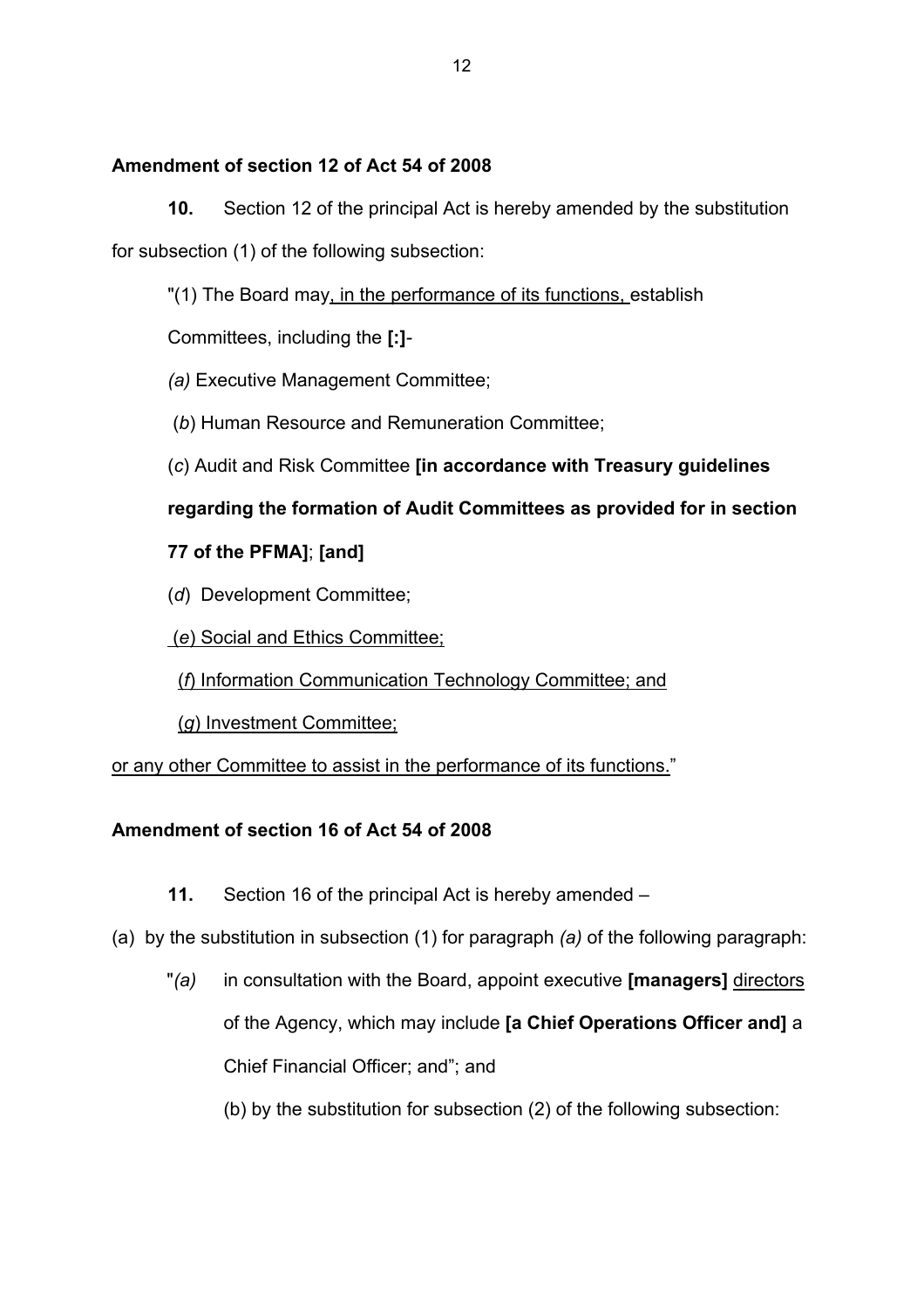**Amendment of section 12 of Act 54 of 2008**

**10.** Section 12 of the principal Act is hereby amended by the substitution for subsection (1) of the following subsection:

"(1) The Board may, in the performance of its functions, establish Committees, including the **[:]**-

*(a)* Executive Management Committee;

(*b*) Human Resource and Remuneration Committee;

(*c*) Audit and Risk Committee **[in accordance with Treasury guidelines regarding the formation of Audit Committees as provided for in section 77 of the PFMA]**; **[and]**

(*d*) Development Committee;

(*e*) Social and Ethics Committee;

(*f*) Information Communication Technology Committee; and

(*g*) Investment Committee;

or any other Committee to assist in the performance of its functions."

**Amendment of section 16 of Act 54 of 2008**

**11.** Section 16 of the principal Act is hereby amended –

(a) by the substitution in subsection (1) for paragraph *(a)* of the following paragraph:

"*(a)* in consultation with the Board, appoint executive **[managers]** directors of the Agency, which may include **[a Chief Operations Officer and]** a Chief Financial Officer; and"; and

(b) by the substitution for subsection (2) of the following subsection: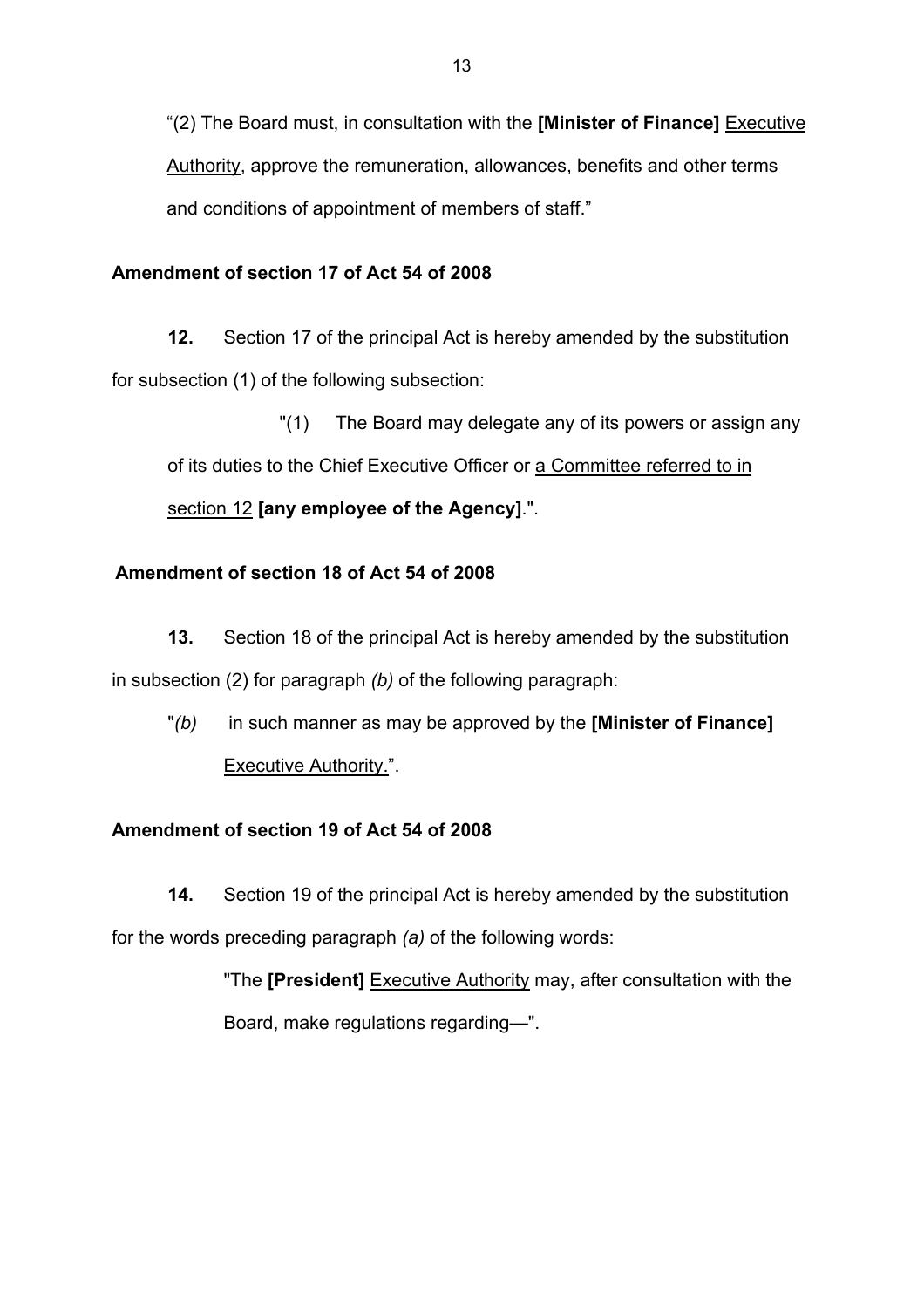"(2) The Board must, in consultation with the **[Minister of Finance]** <u>Executive Authority</u>, approve the remuneration, allowances, benefits and other terms and conditions of appointment of members of staff."

**Amendment of section 17 of Act 54 of 2008**

**12.** Section 17 of the principal Act is hereby amended by the substitution for subsection (1) of the following subsection:

"(1) The Board may delegate any of its powers or assign any of its duties to the Chief Executive Officer or <u>a Committee referred to in section 12</u> **[any employee of the Agency]**.".

**Amendment of section 18 of Act 54 of 2008**

**13.** Section 18 of the principal Act is hereby amended by the substitution in subsection (2) for paragraph *(b)* of the following paragraph:

"*(b)* in such manner as may be approved by the **[Minister of Finance]** <u>Executive Authority.</u>".

**Amendment of section 19 of Act 54 of 2008**

**14.** Section 19 of the principal Act is hereby amended by the substitution for the words preceding paragraph *(a)* of the following words:

"The **[President]** <u>Executive Authority</u> may, after consultation with the Board, make regulations regarding—".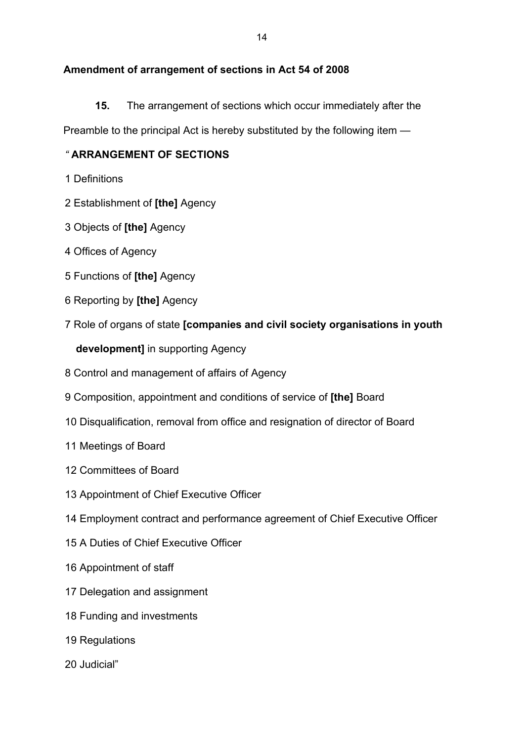**Amendment of arrangement of sections in Act 54 of 2008**

**15.** The arrangement of sections which occur immediately after the Preamble to the principal Act is hereby substituted by the following item —

"**ARRANGEMENT OF SECTIONS**

1 Definitions

2 Establishment of **[the]** Agency

3 Objects of **[the]** Agency

4 Offices of Agency

5 Functions of **[the]** Agency

6 Reporting by **[the]** Agency

7 Role of organs of state **[companies and civil society organisations in youth development]** in supporting Agency

8 Control and management of affairs of Agency

9 Composition, appointment and conditions of service of **[the]** Board

10 Disqualification, removal from office and resignation of director of Board

11 Meetings of Board

12 Committees of Board

13 Appointment of Chief Executive Officer

14 Employment contract and performance agreement of Chief Executive Officer

15 A Duties of Chief Executive Officer

16 Appointment of staff

17 Delegation and assignment

18 Funding and investments

19 Regulations

20 Judicial"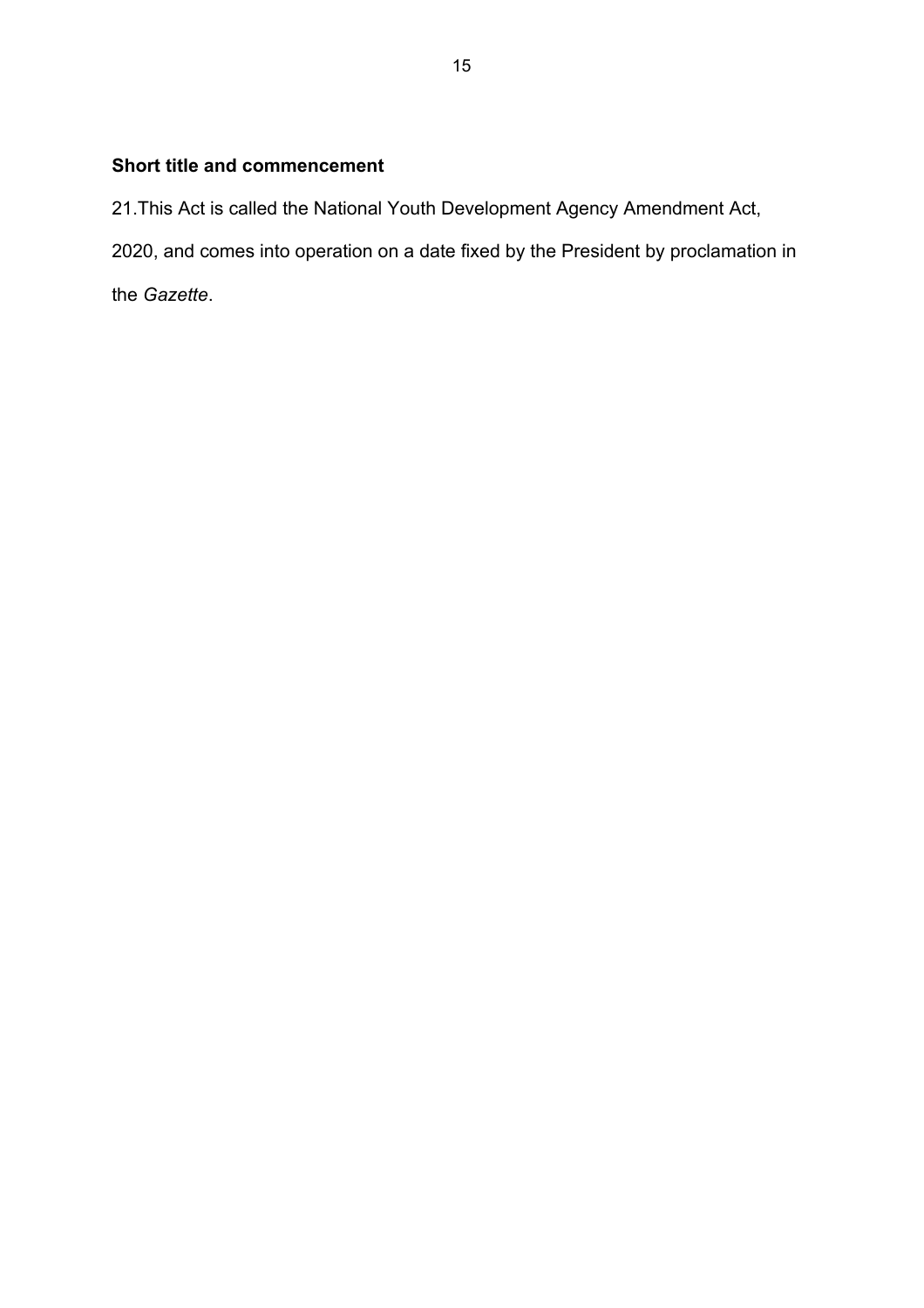**Short title and commencement**

21.This Act is called the National Youth Development Agency Amendment Act, 2020, and comes into operation on a date fixed by the President by proclamation in the *Gazette*.